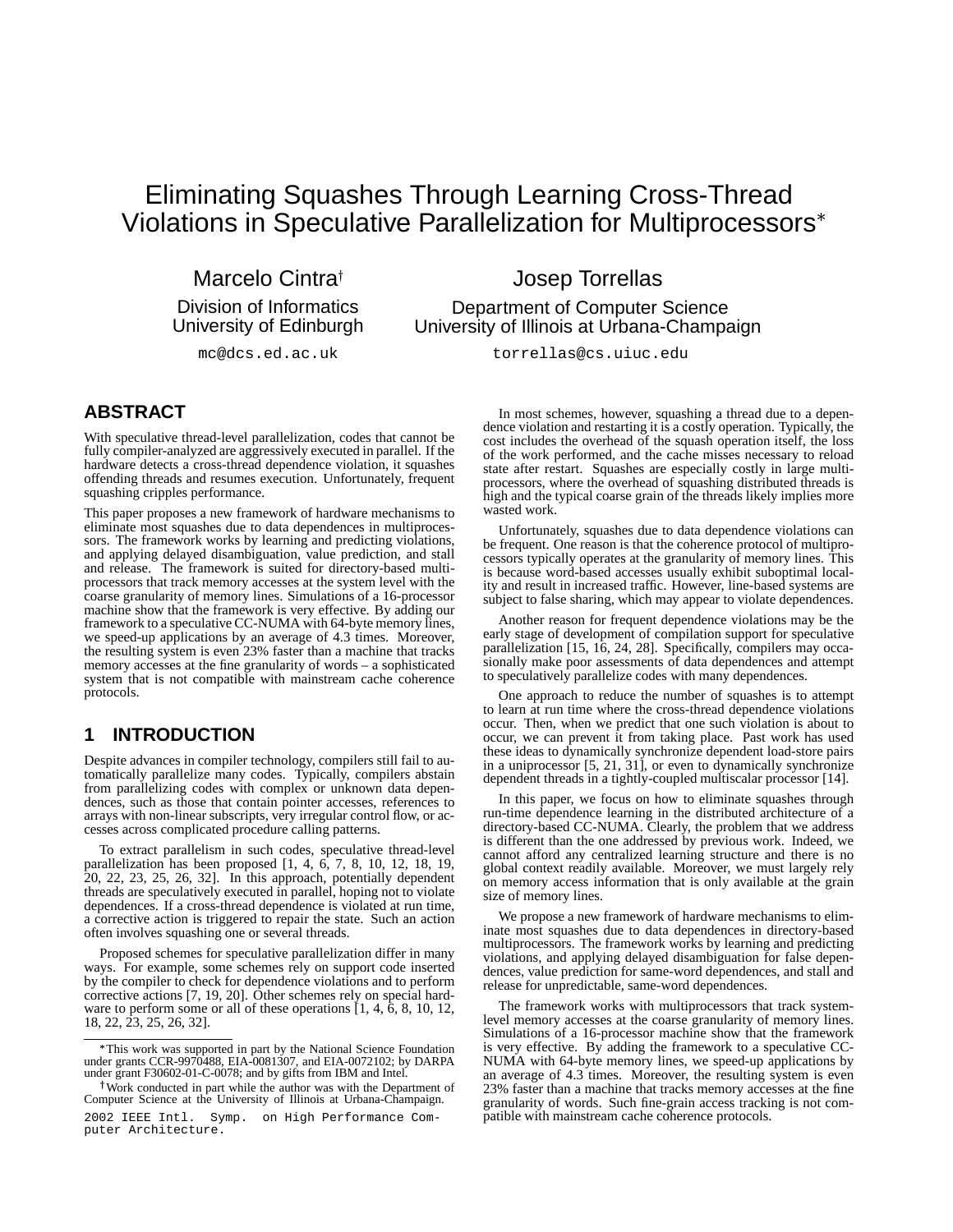# Eliminating Squashes Through Learning Cross-Thread Violations in Speculative Parallelization for Multiprocessors*

Marcelo Cintra[†]
Division of Informatics
University of Edinburgh
mc@dcs.ed.ac.uk

Josep Torrellas
Department of Computer Science
University of Illinois at Urbana-Champaign
torrellas@cs.uiuc.edu

## ABSTRACT

With speculative thread-level parallelization, codes that cannot be fully compiler-analyzed are aggressively executed in parallel. If the hardware detects a cross-thread dependence violation, it squashes offending threads and resumes execution. Unfortunately, frequent squashing cripples performance.

This paper proposes a new framework of hardware mechanisms to eliminate most squashes due to data dependences in multiprocessors. The framework works by learning and predicting violations, and applying delayed disambiguation, value prediction, and stall and release. The framework is suited for directory-based multiprocessors that track memory accesses at the system level with the coarse granularity of memory lines. Simulations of a 16-processor machine show that the framework is very effective. By adding our framework to a speculative CC-NUMA with 64-byte memory lines, we speed-up applications by an average of 4.3 times. Moreover, the resulting system is even 23% faster than a machine that tracks memory accesses at the fine granularity of words – a sophisticated system that is not compatible with mainstream cache coherence protocols.

## 1 INTRODUCTION

Despite advances in compiler technology, compilers still fail to automatically parallelize many codes. Typically, compilers abstain from parallelizing codes with complex or unknown data dependences, such as those that contain pointer accesses, references to arrays with non-linear subscripts, very irregular control flow, or accesses across complicated procedure calling patterns.

To extract parallelism in such codes, speculative thread-level parallelization has been proposed [1, 4, 6, 7, 8, 10, 12, 18, 19, 20, 22, 23, 25, 26, 32]. In this approach, potentially dependent threads are speculatively executed in parallel, hoping not to violate dependences. If a cross-thread dependence is violated at run time, a corrective action is triggered to repair the state. Such an action often involves squashing one or several threads.

Proposed schemes for speculative parallelization differ in many ways. For example, some schemes rely on support code inserted by the compiler to check for dependence violations and to perform corrective actions [7, 19, 20]. Other schemes rely on special hardware to perform some or all of these operations [1, 4, 6, 8, 10, 12, 18, 22, 23, 25, 26, 32].

In most schemes, however, squashing a thread due to a dependence violation and restarting it is a costly operation. Typically, the cost includes the overhead of the squash operation itself, the loss of the work performed, and the cache misses necessary to reload state after restart. Squashes are especially costly in large multiprocessors, where the overhead of squashing distributed threads is high and the typical coarse grain of the threads likely implies more wasted work.

Unfortunately, squashes due to data dependence violations can be frequent. One reason is that the coherence protocol of multiprocessors typically operates at the granularity of memory lines. This is because word-based accesses usually exhibit suboptimal locality and result in increased traffic. However, line-based systems are subject to false sharing, which may appear to violate dependences.

Another reason for frequent dependence violations may be the early stage of development of compilation support for speculative parallelization [15, 16, 24, 28]. Specifically, compilers may occasionally make poor assessments of data dependences and attempt to speculatively parallelize codes with many dependences.

One approach to reduce the number of squashes is to attempt to learn at run time where the cross-thread dependence violations occur. Then, when we predict that one such violation is about to occur, we can prevent it from taking place. Past work has used these ideas to dynamically synchronize dependent load-store pairs in a uniprocessor [5, 21, 31], or even to dynamically synchronize dependent threads in a tightly-coupled multiscalar processor [14].

In this paper, we focus on how to eliminate squashes through run-time dependence learning in the distributed architecture of a directory-based CC-NUMA. Clearly, the problem that we address is different than the one addressed by previous work. Indeed, we cannot afford any centralized learning structure and there is no global context readily available. Moreover, we must largely rely on memory access information that is only available at the grain size of memory lines.

We propose a new framework of hardware mechanisms to eliminate most squashes due to data dependences in directory-based multiprocessors. The framework works by learning and predicting violations, and applying delayed disambiguation for false dependences, value prediction for same-word dependences, and stall and release for unpredictable, same-word dependences.

The framework works with multiprocessors that track system-level memory accesses at the coarse granularity of memory lines. Simulations of a 16-processor machine show that the framework is very effective. By adding the framework to a speculative CC-NUMA with 64-byte memory lines, we speed-up applications by an average of 4.3 times. Moreover, the resulting system is even 23% faster than a machine that tracks memory accesses at the fine granularity of words. Such fine-grain access tracking is not compatible with mainstream cache coherence protocols.

*This work was supported in part by the National Science Foundation under grants CCR-9970488, EIA-0081307, and EIA-0072102; by DARPA under grant F30602-01-C-0078; and by gifts from IBM and Intel.

[†]Work conducted in part while the author was with the Department of Computer Science at the University of Illinois at Urbana-Champaign.

2002 IEEE Intl. Symp. on High Performance Computer Architecture.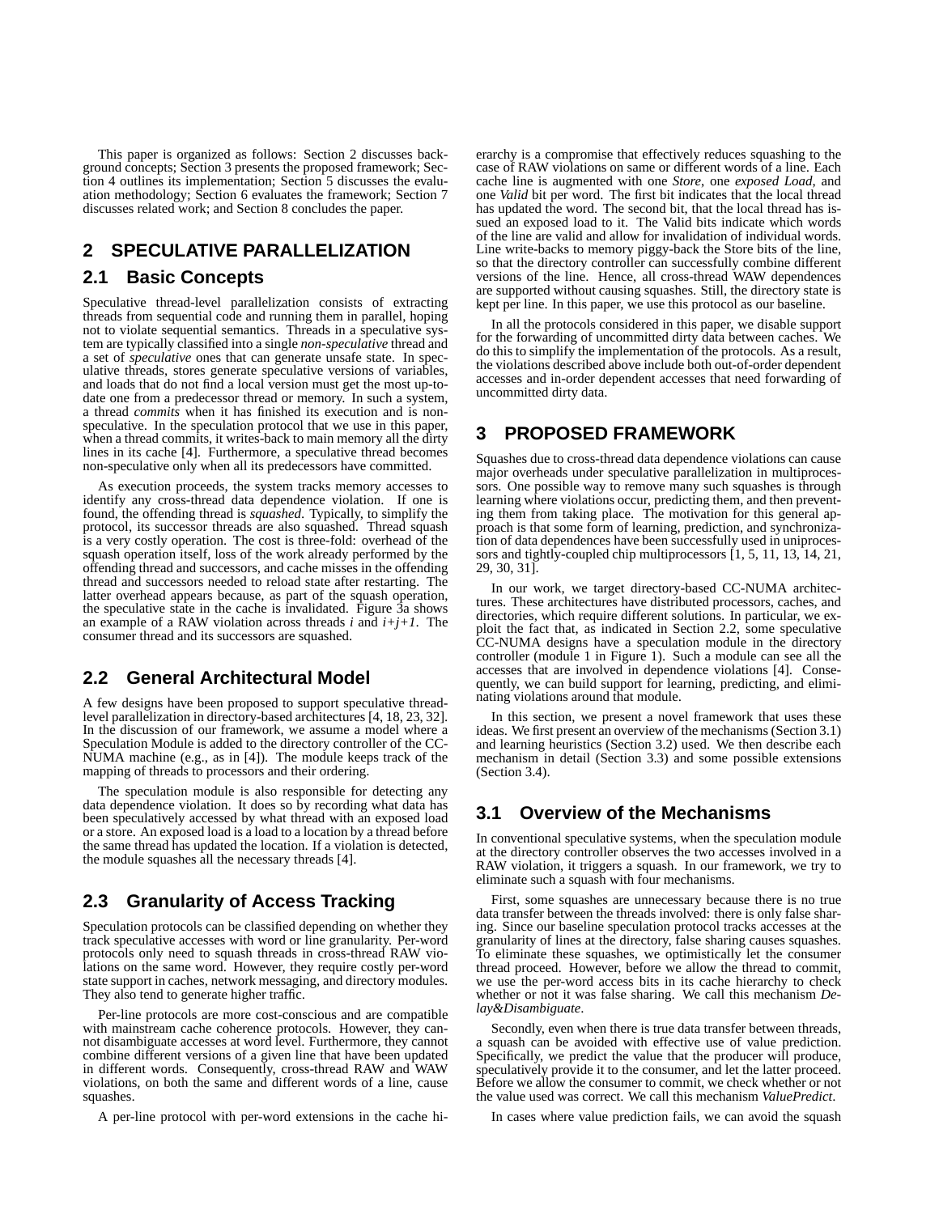This paper is organized as follows: Section 2 discusses background concepts; Section 3 presents the proposed framework; Section 4 outlines its implementation; Section 5 discusses the evaluation methodology; Section 6 evaluates the framework; Section 7 discusses related work; and Section 8 concludes the paper.

## 2 SPECULATIVE PARALLELIZATION

### 2.1 Basic Concepts

Speculative thread-level parallelization consists of extracting threads from sequential code and running them in parallel, hoping not to violate sequential semantics. Threads in a speculative system are typically classified into a single *non-speculative* thread and a set of *speculative* ones that can generate unsafe state. In speculative threads, stores generate speculative versions of variables, and loads that do not find a local version must get the most up-to-date one from a predecessor thread or memory. In such a system, a thread *commits* when it has finished its execution and is non-speculative. In the speculation protocol that we use in this paper, when a thread commits, it writes-back to main memory all the dirty lines in its cache [4]. Furthermore, a speculative thread becomes non-speculative only when all its predecessors have committed.

As execution proceeds, the system tracks memory accesses to identify any cross-thread data dependence violation. If one is found, the offending thread is *squashed*. Typically, to simplify the protocol, its successor threads are also squashed. Thread squash is a very costly operation. The cost is three-fold: overhead of the squash operation itself, loss of the work already performed by the offending thread and successors, and cache misses in the offending thread and successors needed to reload state after restarting. The latter overhead appears because, as part of the squash operation, the speculative state in the cache is invalidated. Figure 3a shows an example of a RAW violation across threads $i$ and $i+j+1$. The consumer thread and its successors are squashed.

### 2.2 General Architectural Model

A few designs have been proposed to support speculative thread-level parallelization in directory-based architectures [4, 18, 23, 32]. In the discussion of our framework, we assume a model where a Speculation Module is added to the directory controller of the CC-NUMA machine (e.g., as in [4]). The module keeps track of the mapping of threads to processors and their ordering.

The speculation module is also responsible for detecting any data dependence violation. It does so by recording what data has been speculatively accessed by what thread with an exposed load or a store. An exposed load is a load to a location by a thread before the same thread has updated the location. If a violation is detected, the module squashes all the necessary threads [4].

### 2.3 Granularity of Access Tracking

Speculation protocols can be classified depending on whether they track speculative accesses with word or line granularity. Per-word protocols only need to squash threads in cross-thread RAW violations on the same word. However, they require costly per-word state support in caches, network messaging, and directory modules. They also tend to generate higher traffic.

Per-line protocols are more cost-conscious and are compatible with mainstream cache coherence protocols. However, they cannot disambiguate accesses at word level. Furthermore, they cannot combine different versions of a given line that have been updated in different words. Consequently, cross-thread RAW and WAW violations, on both the same and different words of a line, cause squashes.

A per-line protocol with per-word extensions in the cache hierarchy is a compromise that effectively reduces squashing to the case of RAW violations on same or different words of a line. Each cache line is augmented with one *Store*, one *exposed Load*, and one *Valid* bit per word. The first bit indicates that the local thread has updated the word. The second bit, that the local thread has issued an exposed load to it. The Valid bits indicate which words of the line are valid and allow for invalidation of individual words. Line write-backs to memory piggy-back the Store bits of the line, so that the directory controller can successfully combine different versions of the line. Hence, all cross-thread WAW dependences are supported without causing squashes. Still, the directory state is kept per line. In this paper, we use this protocol as our baseline.

In all the protocols considered in this paper, we disable support for the forwarding of uncommitted dirty data between caches. We do this to simplify the implementation of the protocols. As a result, the violations described above include both out-of-order dependent accesses and in-order dependent accesses that need forwarding of uncommitted dirty data.

## 3 PROPOSED FRAMEWORK

Squashes due to cross-thread data dependence violations can cause major overheads under speculative parallelization in multiprocessors. One possible way to remove many such squashes is through learning where violations occur, predicting them, and then preventing them from taking place. The motivation for this general approach is that some form of learning, prediction, and synchronization of data dependences have been successfully used in uniprocessors and tightly-coupled chip multiprocessors [1, 5, 11, 13, 14, 21, 29, 30, 31].

In our work, we target directory-based CC-NUMA architectures. These architectures have distributed processors, caches, and directories, which require different solutions. In particular, we exploit the fact that, as indicated in Section 2.2, some speculative CC-NUMA designs have a speculation module in the directory controller (module 1 in Figure 1). Such a module can see all the accesses that are involved in dependence violations [4]. Consequently, we can build support for learning, predicting, and eliminating violations around that module.

In this section, we present a novel framework that uses these ideas. We first present an overview of the mechanisms (Section 3.1) and learning heuristics (Section 3.2) used. We then describe each mechanism in detail (Section 3.3) and some possible extensions (Section 3.4).

### 3.1 Overview of the Mechanisms

In conventional speculative systems, when the speculation module at the directory controller observes the two accesses involved in a RAW violation, it triggers a squash. In our framework, we try to eliminate such a squash with four mechanisms.

First, some squashes are unnecessary because there is no true data transfer between the threads involved: there is only false sharing. Since our baseline speculation protocol tracks accesses at the granularity of lines at the directory, false sharing causes squashes. To eliminate these squashes, we optimistically let the consumer thread proceed. However, before we allow the thread to commit, we use the per-word access bits in its cache hierarchy to check whether or not it was false sharing. We call this mechanism *Delay&Disambiguate*.

Secondly, even when there is true data transfer between threads, a squash can be avoided with effective use of value prediction. Specifically, we predict the value that the producer will produce, speculatively provide it to the consumer, and let the latter proceed. Before we allow the consumer to commit, we check whether or not the value used was correct. We call this mechanism *ValuePredict*.

In cases where value prediction fails, we can avoid the squash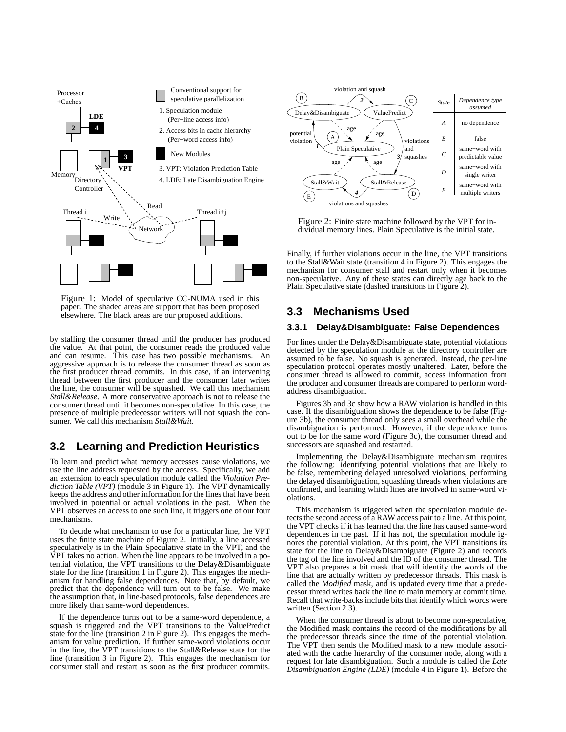Figure 1: Model of speculative CC-NUMA used in this paper. The shaded areas are support that has been proposed elsewhere. The black areas are our proposed additions.

by stalling the consumer thread until the producer has produced the value. At that point, the consumer reads the produced value and can resume. This case has two possible mechanisms. An aggressive approach is to release the consumer thread as soon as the first producer thread commits. In this case, if an intervening thread between the first producer and the consumer later writes the line, the consumer will be squashed. We call this mechanism *Stall&Release*. A more conservative approach is not to release the consumer thread until it becomes non-speculative. In this case, the presence of multiple predecessor writers will not squash the consumer. We call this mechanism *Stall&Wait*.

## 3.2 Learning and Prediction Heuristics

To learn and predict what memory accesses cause violations, we use the line address requested by the access. Specifically, we add an extension to each speculation module called the *Violation Prediction Table (VPT)* (module 3 in Figure 1). The VPT dynamically keeps the address and other information for the lines that have been involved in potential or actual violations in the past. When the VPT observes an access to one such line, it triggers one of our four mechanisms.

To decide what mechanism to use for a particular line, the VPT uses the finite state machine of Figure 2. Initially, a line accessed speculatively is in the Plain Speculative state in the VPT, and the VPT takes no action. When the line appears to be involved in a potential violation, the VPT transitions to the Delay&Disambiguate state for the line (transition 1 in Figure 2). This engages the mechanism for handling false dependences. Note that, by default, we predict that the dependence will turn out to be false. We make the assumption that, in line-based protocols, false dependences are more likely than same-word dependences.

If the dependence turns out to be a same-word dependence, a squash is triggered and the VPT transitions to the ValuePredict state for the line (transition 2 in Figure 2). This engages the mechanism for value prediction. If further same-word violations occur in the line, the VPT transitions to the Stall&Release state for the line (transition 3 in Figure 2). This engages the mechanism for consumer stall and restart as soon as the first producer commits.

| State | Dependence type assumed |
|---|---|
| A | no dependence |
| B | false |
| C | same−word with predictable value |
| D | same−word with single writer |
| E | same−word with multiple writers |

Figure 2: Finite state machine followed by the VPT for individual memory lines. Plain Speculative is the initial state.

Finally, if further violations occur in the line, the VPT transitions to the Stall&Wait state (transition 4 in Figure 2). This engages the mechanism for consumer stall and restart only when it becomes non-speculative. Any of these states can directly age back to the Plain Speculative state (dashed transitions in Figure 2).

## 3.3 Mechanisms Used

### 3.3.1 Delay&Disambiguate: False Dependences

For lines under the Delay&Disambiguate state, potential violations detected by the speculation module at the directory controller are assumed to be false. No squash is generated. Instead, the per-line speculation protocol operates mostly unaltered. Later, before the consumer thread is allowed to commit, access information from the producer and consumer threads are compared to perform word-address disambiguation.

Figures 3b and 3c show how a RAW violation is handled in this case. If the disambiguation shows the dependence to be false (Figure 3b), the consumer thread only sees a small overhead while the disambiguation is performed. However, if the dependence turns out to be for the same word (Figure 3c), the consumer thread and successors are squashed and restarted.

Implementing the Delay&Disambiguate mechanism requires the following: identifying potential violations that are likely to be false, remembering delayed unresolved violations, performing the delayed disambiguation, squashing threads when violations are confirmed, and learning which lines are involved in same-word violations.

This mechanism is triggered when the speculation module detects the second access of a RAW access pair to a line. At this point, the VPT checks if it has learned that the line has caused same-word dependences in the past. If it has not, the speculation module ignores the potential violation. At this point, the VPT transitions its state for the line to Delay&Disambiguate (Figure 2) and records the tag of the line involved and the ID of the consumer thread. The VPT also prepares a bit mask that will identify the words of the line that are actually written by predecessor threads. This mask is called the *Modified* mask, and is updated every time that a predecessor thread writes back the line to main memory at commit time. Recall that write-backs include bits that identify which words were written (Section 2.3).

When the consumer thread is about to become non-speculative, the Modified mask contains the record of the modifications by all the predecessor threads since the time of the potential violation. The VPT then sends the Modified mask to a new module associated with the cache hierarchy of the consumer node, along with a request for late disambiguation. Such a module is called the *Late Disambiguation Engine (LDE)* (module 4 in Figure 1). Before the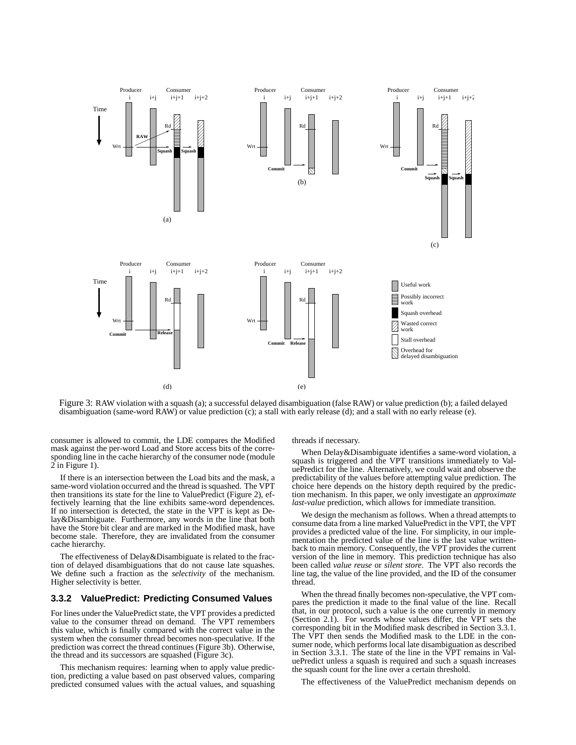Figure 3: RAW violation with a squash (a); a successful delayed disambiguation (false RAW) or value prediction (b); a failed delayed disambiguation (same-word RAW) or value prediction (c); a stall with early release (d); and a stall with no early release (e).

consumer is allowed to commit, the LDE compares the Modified mask against the per-word Load and Store access bits of the corresponding line in the cache hierarchy of the consumer node (module 2 in Figure 1).

If there is an intersection between the Load bits and the mask, a same-word violation occurred and the thread is squashed. The VPT then transitions its state for the line to ValuePredict (Figure 2), effectively learning that the line exhibits same-word dependences. If no intersection is detected, the state in the VPT is kept as Delay&Disambiguate. Furthermore, any words in the line that both have the Store bit clear and are marked in the Modified mask, have become stale. Therefore, they are invalidated from the consumer cache hierarchy.

The effectiveness of Delay&Disambiguate is related to the fraction of delayed disambiguations that do not cause late squashes. We define such a fraction as the *selectivity* of the mechanism. Higher selectivity is better.

### 3.3.2 ValuePredict: Predicting Consumed Values

For lines under the ValuePredict state, the VPT provides a predicted value to the consumer thread on demand. The VPT remembers this value, which is finally compared with the correct value in the system when the consumer thread becomes non-speculative. If the prediction was correct the thread continues (Figure 3b). Otherwise, the thread and its successors are squashed (Figure 3c).

This mechanism requires: learning when to apply value prediction, predicting a value based on past observed values, comparing predicted consumed values with the actual values, and squashing threads if necessary.

When Delay&Disambiguate identifies a same-word violation, a squash is triggered and the VPT transitions immediately to ValuePredict for the line. Alternatively, we could wait and observe the predictability of the values before attempting value prediction. The choice here depends on the history depth required by the prediction mechanism. In this paper, we only investigate an *approximate last-value* prediction, which allows for immediate transition.

We design the mechanism as follows. When a thread attempts to consume data from a line marked ValuePredict in the VPT, the VPT provides a predicted value of the line. For simplicity, in our implementation the predicted value of the line is the last value written-back to main memory. Consequently, the VPT provides the current version of the line in memory. This prediction technique has also been called *value reuse* or *silent store*. The VPT also records the line tag, the value of the line provided, and the ID of the consumer thread.

When the thread finally becomes non-speculative, the VPT compares the prediction it made to the final value of the line. Recall that, in our protocol, such a value is the one currently in memory (Section 2.1). For words whose values differ, the VPT sets the corresponding bit in the Modified mask described in Section 3.3.1. The VPT then sends the Modified mask to the LDE in the consumer node, which performs local late disambiguation as described in Section 3.3.1. The state of the line in the VPT remains in ValuePredict unless a squash is required and such a squash increases the squash count for the line over a certain threshold.

The effectiveness of the ValuePredict mechanism depends on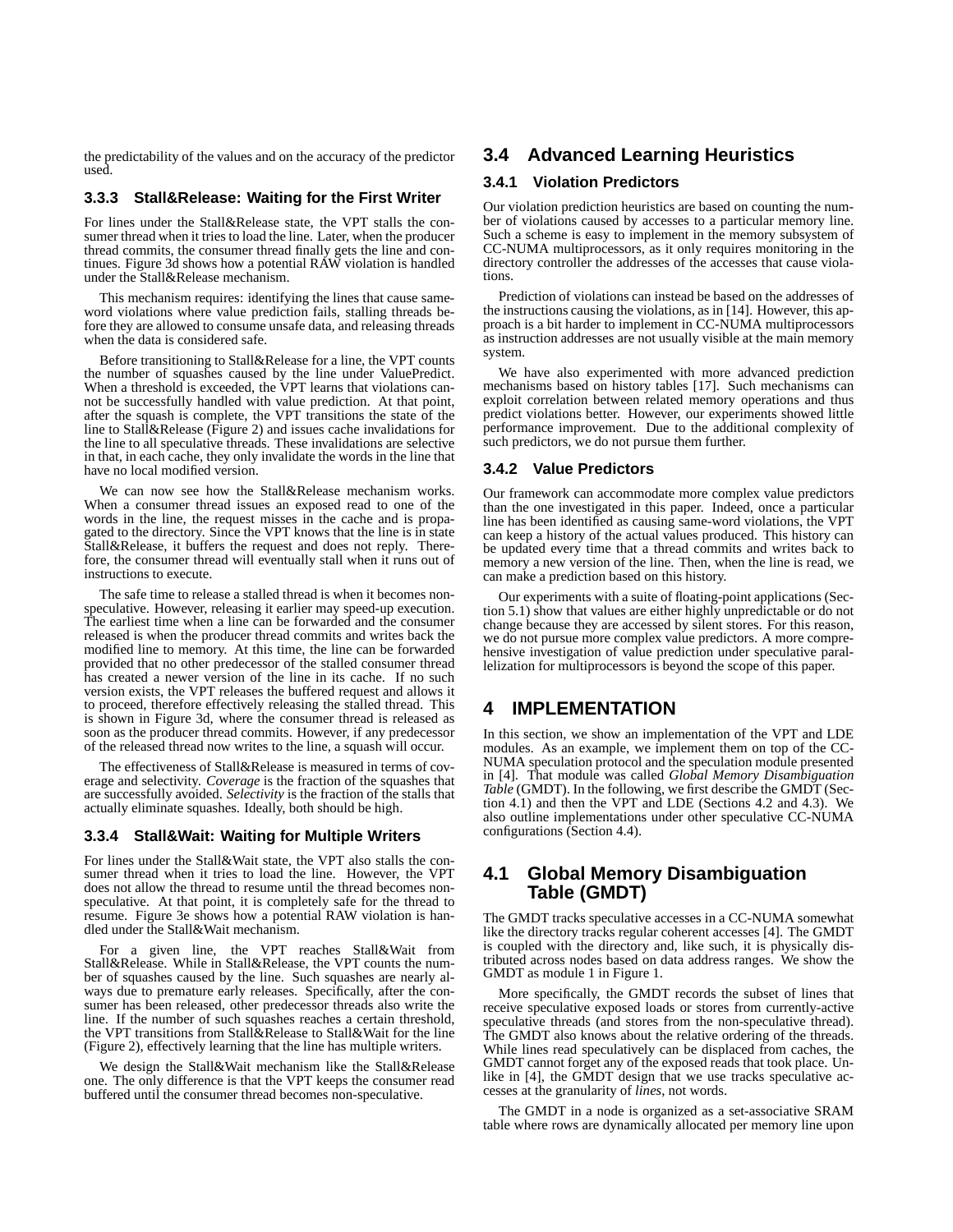the predictability of the values and on the accuracy of the predictor used.

### 3.3.3 Stall&Release: Waiting for the First Writer

For lines under the Stall&Release state, the VPT stalls the consumer thread when it tries to load the line. Later, when the producer thread commits, the consumer thread finally gets the line and continues. Figure 3d shows how a potential RAW violation is handled under the Stall&Release mechanism.

This mechanism requires: identifying the lines that cause same-word violations where value prediction fails, stalling threads before they are allowed to consume unsafe data, and releasing threads when the data is considered safe.

Before transitioning to Stall&Release for a line, the VPT counts the number of squashes caused by the line under ValuePredict. When a threshold is exceeded, the VPT learns that violations cannot be successfully handled with value prediction. At that point, after the squash is complete, the VPT transitions the state of the line to Stall&Release (Figure 2) and issues cache invalidations for the line to all speculative threads. These invalidations are selective in that, in each cache, they only invalidate the words in the line that have no local modified version.

We can now see how the Stall&Release mechanism works. When a consumer thread issues an exposed read to one of the words in the line, the request misses in the cache and is propagated to the directory. Since the VPT knows that the line is in state Stall&Release, it buffers the request and does not reply. Therefore, the consumer thread will eventually stall when it runs out of instructions to execute.

The safe time to release a stalled thread is when it becomes non-speculative. However, releasing it earlier may speed-up execution. The earliest time when a line can be forwarded and the consumer released is when the producer thread commits and writes back the modified line to memory. At this time, the line can be forwarded provided that no other predecessor of the stalled consumer thread has created a newer version of the line in its cache. If no such version exists, the VPT releases the buffered request and allows it to proceed, therefore effectively releasing the stalled thread. This is shown in Figure 3d, where the consumer thread is released as soon as the producer thread commits. However, if any predecessor of the released thread now writes to the line, a squash will occur.

The effectiveness of Stall&Release is measured in terms of coverage and selectivity. *Coverage* is the fraction of the squashes that are successfully avoided. *Selectivity* is the fraction of the stalls that actually eliminate squashes. Ideally, both should be high.

### 3.3.4 Stall&Wait: Waiting for Multiple Writers

For lines under the Stall&Wait state, the VPT also stalls the consumer thread when it tries to load the line. However, the VPT does not allow the thread to resume until the thread becomes non-speculative. At that point, it is completely safe for the thread to resume. Figure 3e shows how a potential RAW violation is handled under the Stall&Wait mechanism.

For a given line, the VPT reaches Stall&Wait from Stall&Release. While in Stall&Release, the VPT counts the number of squashes caused by the line. Such squashes are nearly always due to premature early releases. Specifically, after the consumer has been released, other predecessor threads also write the line. If the number of such squashes reaches a certain threshold, the VPT transitions from Stall&Release to Stall&Wait for the line (Figure 2), effectively learning that the line has multiple writers.

We design the Stall&Wait mechanism like the Stall&Release one. The only difference is that the VPT keeps the consumer read buffered until the consumer thread becomes non-speculative.

## 3.4 Advanced Learning Heuristics

### 3.4.1 Violation Predictors

Our violation prediction heuristics are based on counting the number of violations caused by accesses to a particular memory line. Such a scheme is easy to implement in the memory subsystem of CC-NUMA multiprocessors, as it only requires monitoring in the directory controller the addresses of the accesses that cause violations.

Prediction of violations can instead be based on the addresses of the instructions causing the violations, as in [14]. However, this approach is a bit harder to implement in CC-NUMA multiprocessors as instruction addresses are not usually visible at the main memory system.

We have also experimented with more advanced prediction mechanisms based on history tables [17]. Such mechanisms can exploit correlation between related memory operations and thus predict violations better. However, our experiments showed little performance improvement. Due to the additional complexity of such predictors, we do not pursue them further.

### 3.4.2 Value Predictors

Our framework can accommodate more complex value predictors than the one investigated in this paper. Indeed, once a particular line has been identified as causing same-word violations, the VPT can keep a history of the actual values produced. This history can be updated every time that a thread commits and writes back to memory a new version of the line. Then, when the line is read, we can make a prediction based on this history.

Our experiments with a suite of floating-point applications (Section 5.1) show that values are either highly unpredictable or do not change because they are accessed by silent stores. For this reason, we do not pursue more complex value predictors. A more comprehensive investigation of value prediction under speculative parallelization for multiprocessors is beyond the scope of this paper.

# 4 IMPLEMENTATION

In this section, we show an implementation of the VPT and LDE modules. As an example, we implement them on top of the CC-NUMA speculation protocol and the speculation module presented in [4]. That module was called *Global Memory Disambiguation Table* (GMDT). In the following, we first describe the GMDT (Section 4.1) and then the VPT and LDE (Sections 4.2 and 4.3). We also outline implementations under other speculative CC-NUMA configurations (Section 4.4).

## 4.1 Global Memory Disambiguation Table (GMDT)

The GMDT tracks speculative accesses in a CC-NUMA somewhat like the directory tracks regular coherent accesses [4]. The GMDT is coupled with the directory and, like such, it is physically distributed across nodes based on data address ranges. We show the GMDT as module 1 in Figure 1.

More specifically, the GMDT records the subset of lines that receive speculative exposed loads or stores from currently-active speculative threads (and stores from the non-speculative thread). The GMDT also knows about the relative ordering of the threads. While lines read speculatively can be displaced from caches, the GMDT cannot forget any of the exposed reads that took place. Unlike in [4], the GMDT design that we use tracks speculative accesses at the granularity of *lines*, not words.

The GMDT in a node is organized as a set-associative SRAM table where rows are dynamically allocated per memory line upon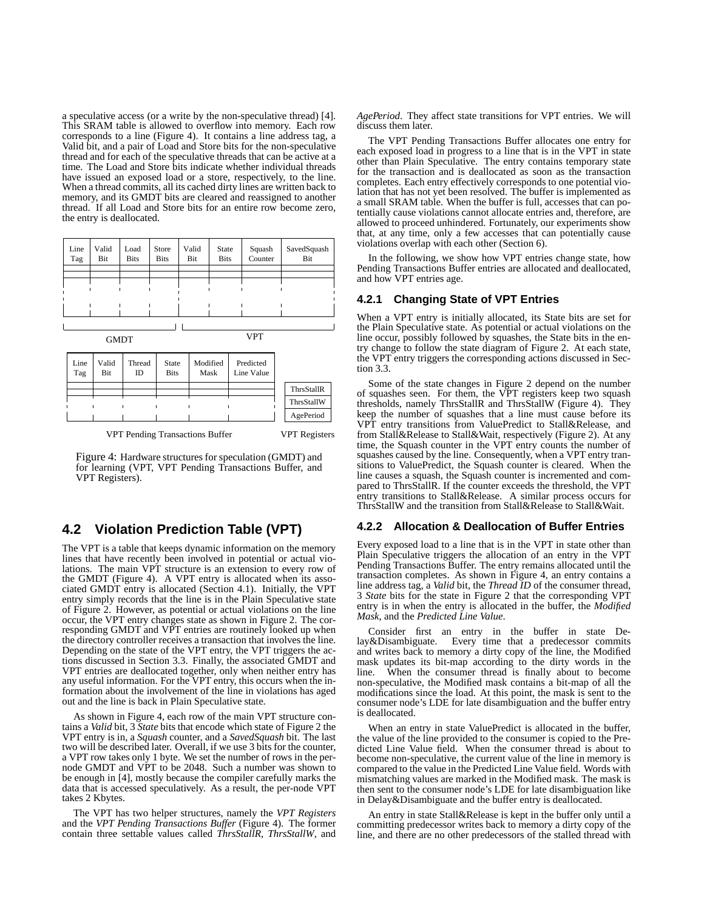a speculative access (or a write by the non-speculative thread) [4]. This SRAM table is allowed to overflow into memory. Each row corresponds to a line (Figure 4). It contains a line address tag, a Valid bit, and a pair of Load and Store bits for the non-speculative thread and for each of the speculative threads that can be active at a time. The Load and Store bits indicate whether individual threads have issued an exposed load or a store, respectively, to the line. When a thread commits, all its cached dirty lines are written back to memory, and its GMDT bits are cleared and reassigned to another thread. If all Load and Store bits for an entire row become zero, the entry is deallocated.

GMDT:

| Line Tag | Valid Bit | Load Bits | Store Bits |
|---|---|---|---|

VPT:

| Valid Bit | State Bits | Squash Counter | SavedSquash Bit |
|---|---|---|---|

VPT Pending Transactions Buffer:

| Line Tag | Valid Bit | Thread ID | State Bits | Modified Mask | Predicted Line Value |
|---|---|---|---|---|---|

VPT Registers:

| ThrsStallR |
|---|
| ThrsStallW |
| AgePeriod |

Figure 4: Hardware structures for speculation (GMDT) and for learning (VPT, VPT Pending Transactions Buffer, and VPT Registers).

## 4.2 Violation Prediction Table (VPT)

The VPT is a table that keeps dynamic information on the memory lines that have recently been involved in potential or actual violations. The main VPT structure is an extension to every row of the GMDT (Figure 4). A VPT entry is allocated when its associated GMDT entry is allocated (Section 4.1). Initially, the VPT entry simply records that the line is in the Plain Speculative state of Figure 2. However, as potential or actual violations on the line occur, the VPT entry changes state as shown in Figure 2. The corresponding GMDT and VPT entries are routinely looked up when the directory controller receives a transaction that involves the line. Depending on the state of the VPT entry, the VPT triggers the actions discussed in Section 3.3. Finally, the associated GMDT and VPT entries are deallocated together, only when neither entry has any useful information. For the VPT entry, this occurs when the information about the involvement of the line in violations has aged out and the line is back in Plain Speculative state.

As shown in Figure 4, each row of the main VPT structure contains a *Valid* bit, 3 *State* bits that encode which state of Figure 2 the VPT entry is in, a *Squash* counter, and a *SavedSquash* bit. The last two will be described later. Overall, if we use 3 bits for the counter, a VPT row takes only 1 byte. We set the number of rows in the per-node GMDT and VPT to be 2048. Such a number was shown to be enough in [4], mostly because the compiler carefully marks the data that is accessed speculatively. As a result, the per-node VPT takes 2 Kbytes.

The VPT has two helper structures, namely the *VPT Registers* and the *VPT Pending Transactions Buffer* (Figure 4). The former contain three settable values called *ThrsStallR*, *ThrsStallW*, and *AgePeriod*. They affect state transitions for VPT entries. We will discuss them later.

The VPT Pending Transactions Buffer allocates one entry for each exposed load in progress to a line that is in the VPT in state other than Plain Speculative. The entry contains temporary state for the transaction and is deallocated as soon as the transaction completes. Each entry effectively corresponds to one potential violation that has not yet been resolved. The buffer is implemented as a small SRAM table. When the buffer is full, accesses that can potentially cause violations cannot allocate entries and, therefore, are allowed to proceed unhindered. Fortunately, our experiments show that, at any time, only a few accesses that can potentially cause violations overlap with each other (Section 6).

In the following, we show how VPT entries change state, how Pending Transactions Buffer entries are allocated and deallocated, and how VPT entries age.

### 4.2.1 Changing State of VPT Entries

When a VPT entry is initially allocated, its State bits are set for the Plain Speculative state. As potential or actual violations on the line occur, possibly followed by squashes, the State bits in the entry change to follow the state diagram of Figure 2. At each state, the VPT entry triggers the corresponding actions discussed in Section 3.3.

Some of the state changes in Figure 2 depend on the number of squashes seen. For them, the VPT registers keep two squash thresholds, namely ThrsStallR and ThrsStallW (Figure 4). They keep the number of squashes that a line must cause before its VPT entry transitions from ValuePredict to Stall&Release, and from Stall&Release to Stall&Wait, respectively (Figure 2). At any time, the Squash counter in the VPT entry counts the number of squashes caused by the line. Consequently, when a VPT entry transitions to ValuePredict, the Squash counter is cleared. When the line causes a squash, the Squash counter is incremented and compared to ThrsStallR. If the counter exceeds the threshold, the VPT entry transitions to Stall&Release. A similar process occurs for ThrsStallW and the transition from Stall&Release to Stall&Wait.

### 4.2.2 Allocation & Deallocation of Buffer Entries

Every exposed load to a line that is in the VPT in state other than Plain Speculative triggers the allocation of an entry in the VPT Pending Transactions Buffer. The entry remains allocated until the transaction completes. As shown in Figure 4, an entry contains a line address tag, a *Valid* bit, the *Thread ID* of the consumer thread, 3 *State* bits for the state in Figure 2 that the corresponding VPT entry is in when the entry is allocated in the buffer, the *Modified Mask*, and the *Predicted Line Value*.

Consider first an entry in the buffer in state Delay&Disambiguate. Every time that a predecessor commits and writes back to memory a dirty copy of the line, the Modified mask updates its bit-map according to the dirty words in the line. When the consumer thread is finally about to become non-speculative, the Modified mask contains a bit-map of all the modifications since the load. At this point, the mask is sent to the consumer node's LDE for late disambiguation and the buffer entry is deallocated.

When an entry in state ValuePredict is allocated in the buffer, the value of the line provided to the consumer is copied to the Predicted Line Value field. When the consumer thread is about to become non-speculative, the current value of the line in memory is compared to the value in the Predicted Line Value field. Words with mismatching values are marked in the Modified mask. The mask is then sent to the consumer node's LDE for late disambiguation like in Delay&Disambiguate and the buffer entry is deallocated.

An entry in state Stall&Release is kept in the buffer only until a committing predecessor writes back to memory a dirty copy of the line, and there are no other predecessors of the stalled thread with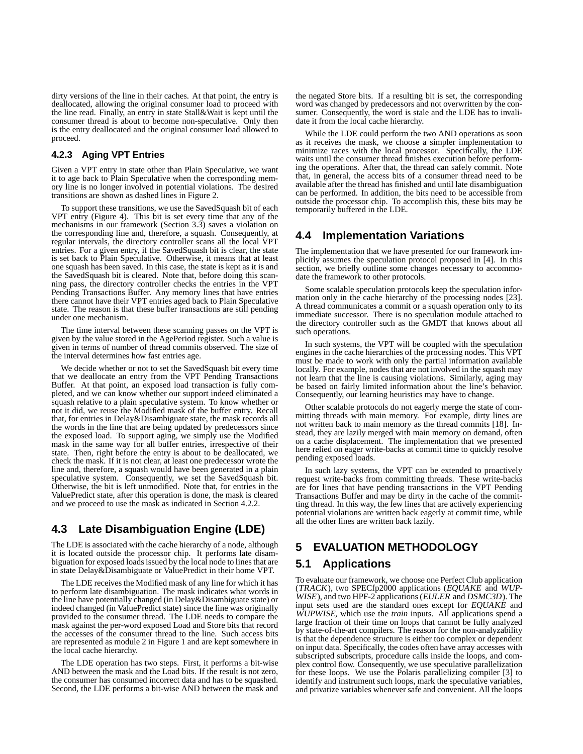dirty versions of the line in their caches. At that point, the entry is deallocated, allowing the original consumer load to proceed with the line read. Finally, an entry in state Stall&Wait is kept until the consumer thread is about to become non-speculative. Only then is the entry deallocated and the original consumer load allowed to proceed.

#### 4.2.3 Aging VPT Entries

Given a VPT entry in state other than Plain Speculative, we want it to age back to Plain Speculative when the corresponding memory line is no longer involved in potential violations. The desired transitions are shown as dashed lines in Figure 2.

To support these transitions, we use the SavedSquash bit of each VPT entry (Figure 4). This bit is set every time that any of the mechanisms in our framework (Section 3.3) saves a violation on the corresponding line and, therefore, a squash. Consequently, at regular intervals, the directory controller scans all the local VPT entries. For a given entry, if the SavedSquash bit is clear, the state is set back to Plain Speculative. Otherwise, it means that at least one squash has been saved. In this case, the state is kept as it is and the SavedSquash bit is cleared. Note that, before doing this scanning pass, the directory controller checks the entries in the VPT Pending Transactions Buffer. Any memory lines that have entries there cannot have their VPT entries aged back to Plain Speculative state. The reason is that these buffer transactions are still pending under one mechanism.

The time interval between these scanning passes on the VPT is given by the value stored in the AgePeriod register. Such a value is given in terms of number of thread commits observed. The size of the interval determines how fast entries age.

We decide whether or not to set the SavedSquash bit every time that we deallocate an entry from the VPT Pending Transactions Buffer. At that point, an exposed load transaction is fully completed, and we can know whether our support indeed eliminated a squash relative to a plain speculative system. To know whether or not it did, we reuse the Modified mask of the buffer entry. Recall that, for entries in Delay&Disambiguate state, the mask records all the words in the line that are being updated by predecessors since the exposed load. To support aging, we simply use the Modified mask in the same way for all buffer entries, irrespective of their state. Then, right before the entry is about to be deallocated, we check the mask. If it is not clear, at least one predecessor wrote the line and, therefore, a squash would have been generated in a plain speculative system. Consequently, we set the SavedSquash bit. Otherwise, the bit is left unmodified. Note that, for entries in the ValuePredict state, after this operation is done, the mask is cleared and we proceed to use the mask as indicated in Section 4.2.2.

### 4.3 Late Disambiguation Engine (LDE)

The LDE is associated with the cache hierarchy of a node, although it is located outside the processor chip. It performs late disambiguation for exposed loads issued by the local node to lines that are in state Delay&Disambiguate or ValuePredict in their home VPT.

The LDE receives the Modified mask of any line for which it has to perform late disambiguation. The mask indicates what words in the line have potentially changed (in Delay&Disambiguate state) or indeed changed (in ValuePredict state) since the line was originally provided to the consumer thread. The LDE needs to compare the mask against the per-word exposed Load and Store bits that record the accesses of the consumer thread to the line. Such access bits are represented as module 2 in Figure 1 and are kept somewhere in the local cache hierarchy.

The LDE operation has two steps. First, it performs a bit-wise AND between the mask and the Load bits. If the result is not zero, the consumer has consumed incorrect data and has to be squashed. Second, the LDE performs a bit-wise AND between the mask and the negated Store bits. If a resulting bit is set, the corresponding word was changed by predecessors and not overwritten by the consumer. Consequently, the word is stale and the LDE has to invalidate it from the local cache hierarchy.

While the LDE could perform the two AND operations as soon as it receives the mask, we choose a simpler implementation to minimize races with the local processor. Specifically, the LDE waits until the consumer thread finishes execution before performing the operations. After that, the thread can safely commit. Note that, in general, the access bits of a consumer thread need to be available after the thread has finished and until late disambiguation can be performed. In addition, the bits need to be accessible from outside the processor chip. To accomplish this, these bits may be temporarily buffered in the LDE.

### 4.4 Implementation Variations

The implementation that we have presented for our framework implicitly assumes the speculation protocol proposed in [4]. In this section, we briefly outline some changes necessary to accommodate the framework to other protocols.

Some scalable speculation protocols keep the speculation information only in the cache hierarchy of the processing nodes [23]. A thread communicates a commit or a squash operation only to its immediate successor. There is no speculation module attached to the directory controller such as the GMDT that knows about all such operations.

In such systems, the VPT will be coupled with the speculation engines in the cache hierarchies of the processing nodes. This VPT must be made to work with only the partial information available locally. For example, nodes that are not involved in the squash may not learn that the line is causing violations. Similarly, aging may be based on fairly limited information about the line's behavior. Consequently, our learning heuristics may have to change.

Other scalable protocols do not eagerly merge the state of committing threads with main memory. For example, dirty lines are not written back to main memory as the thread commits [18]. Instead, they are lazily merged with main memory on demand, often on a cache displacement. The implementation that we presented here relied on eager write-backs at commit time to quickly resolve pending exposed loads.

In such lazy systems, the VPT can be extended to proactively request write-backs from committing threads. These write-backs are for lines that have pending transactions in the VPT Pending Transactions Buffer and may be dirty in the cache of the committing thread. In this way, the few lines that are actively experiencing potential violations are written back eagerly at commit time, while all the other lines are written back lazily.

## 5 EVALUATION METHODOLOGY

### 5.1 Applications

To evaluate our framework, we choose one Perfect Club application (*TRACK*), two SPECfp2000 applications (*EQUAKE* and *WUPWISE*), and two HPF-2 applications (*EULER* and *DSMC3D*). The input sets used are the standard ones except for *EQUAKE* and *WUPWISE*, which use the *train* inputs. All applications spend a large fraction of their time on loops that cannot be fully analyzed by state-of-the-art compilers. The reason for the non-analyzability is that the dependence structure is either too complex or dependent on input data. Specifically, the codes often have array accesses with subscripted subscripts, procedure calls inside the loops, and complex control flow. Consequently, we use speculative parallelization for these loops. We use the Polaris parallelizing compiler [3] to identify and instrument such loops, mark the speculative variables, and privatize variables whenever safe and convenient. All the loops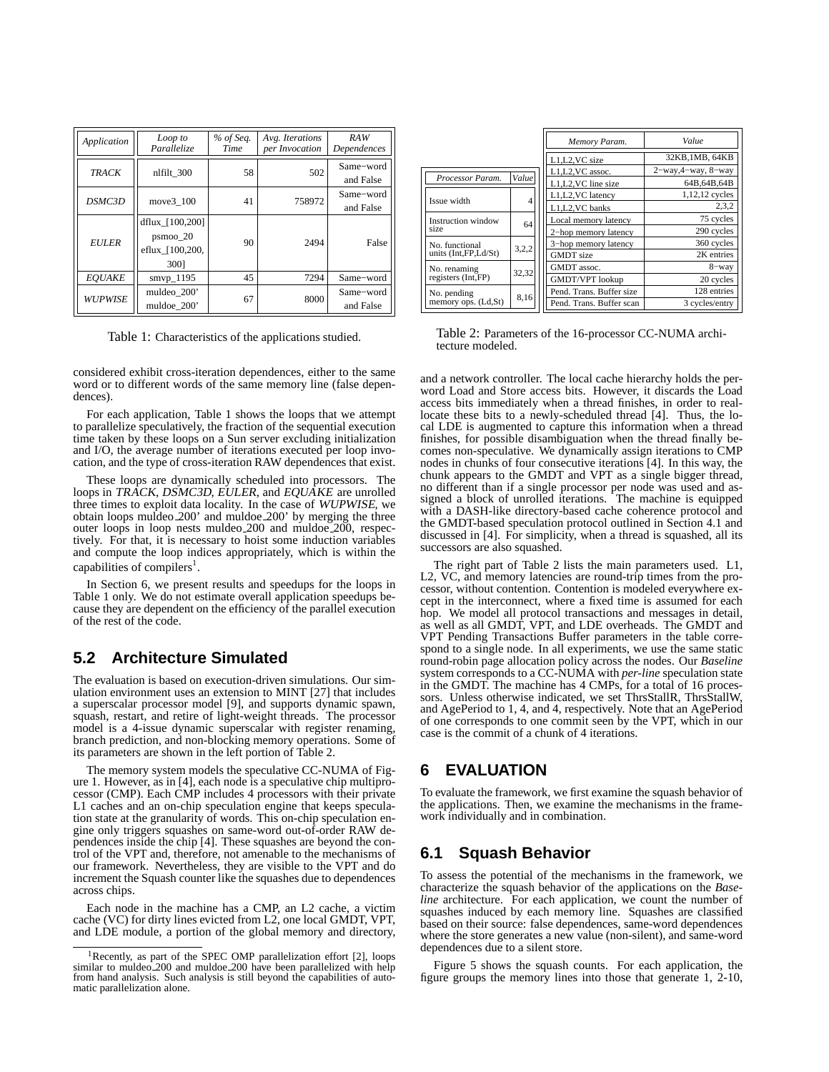| *Application* | *Loop to Parallelize* | *% of Seq. Time* | *Avg. Iterations per Invocation* | *RAW Dependences* |
|---|---|---|---|---|
| *TRACK* | nlfilt_300 | 58 | 502 | Same−word and False |
| *DSMC3D* | move3_100 | 41 | 758972 | Same−word and False |
| *EULER* | dflux_[100,200] psmoo_20 eflux_[100,200, 300] | 90 | 2494 | False |
| *EQUAKE* | smvp_1195 | 45 | 7294 | Same−word |
| *WUPWISE* | muldeo_200' muldoe_200' | 67 | 8000 | Same−word and False |

Table 1: Characteristics of the applications studied.

| *Processor Param.* | *Value* |
|---|---|
| Issue width | 4 |
| Instruction window size | 64 |
| No. functional units (Int,FP,Ld/St) | 3,2,2 |
| No. renaming registers (Int,FP) | 32,32 |
| No. pending memory ops. (Ld,St) | 8,16 |

| *Memory Param.* | *Value* |
|---|---|
| L1,L2,VC size | 32KB,1MB, 64KB |
| L1,L2,VC assoc. | 2−way,4−way, 8−way |
| L1,L2,VC line size | 64B,64B,64B |
| L1,L2,VC latency | 1,12,12 cycles |
| L1,L2,VC banks | 2,3,2 |
| Local memory latency | 75 cycles |
| 2−hop memory latency | 290 cycles |
| 3−hop memory latency | 360 cycles |
| GMDT size | 2K entries |
| GMDT assoc. | 8−way |
| GMDT/VPT lookup | 20 cycles |
| Pend. Trans. Buffer size | 128 entries |
| Pend. Trans. Buffer scan | 3 cycles/entry |

Table 2: Parameters of the 16-processor CC-NUMA architecture modeled.

considered exhibit cross-iteration dependences, either to the same word or to different words of the same memory line (false dependences).

For each application, Table 1 shows the loops that we attempt to parallelize speculatively, the fraction of the sequential execution time taken by these loops on a Sun server excluding initialization and I/O, the average number of iterations executed per loop invocation, and the type of cross-iteration RAW dependences that exist.

These loops are dynamically scheduled into processors. The loops in *TRACK*, *DSMC3D*, *EULER*, and *EQUAKE* are unrolled three times to exploit data locality. In the case of *WUPWISE*, we obtain loops muldeo_200' and muldoe_200' by merging the three outer loops in loop nests muldeo_200 and muldoe_200, respectively. For that, it is necessary to hoist some induction variables and compute the loop indices appropriately, which is within the capabilities of compilers[1].

In Section 6, we present results and speedups for the loops in Table 1 only. We do not estimate overall application speedups because they are dependent on the efficiency of the parallel execution of the rest of the code.

## 5.2 Architecture Simulated

The evaluation is based on execution-driven simulations. Our simulation environment uses an extension to MINT [27] that includes a superscalar processor model [9], and supports dynamic spawn, squash, restart, and retire of light-weight threads. The processor model is a 4-issue dynamic superscalar with register renaming, branch prediction, and non-blocking memory operations. Some of its parameters are shown in the left portion of Table 2.

The memory system models the speculative CC-NUMA of Figure 1. However, as in [4], each node is a speculative chip multiprocessor (CMP). Each CMP includes 4 processors with their private L1 caches and an on-chip speculation engine that keeps speculation state at the granularity of words. This on-chip speculation engine only triggers squashes on same-word out-of-order RAW dependences inside the chip [4]. These squashes are beyond the control of the VPT and, therefore, not amenable to the mechanisms of our framework. Nevertheless, they are visible to the VPT and do increment the Squash counter like the squashes due to dependences across chips.

Each node in the machine has a CMP, an L2 cache, a victim cache (VC) for dirty lines evicted from L2, one local GMDT, VPT, and LDE module, a portion of the global memory and directory, and a network controller. The local cache hierarchy holds the per-word Load and Store access bits. However, it discards the Load access bits immediately when a thread finishes, in order to reallocate these bits to a newly-scheduled thread [4]. Thus, the local LDE is augmented to capture this information when a thread finishes, for possible disambiguation when the thread finally becomes non-speculative. We dynamically assign iterations to CMP nodes in chunks of four consecutive iterations [4]. In this way, the chunk appears to the GMDT and VPT as a single bigger thread, no different than if a single processor per node was used and assigned a block of unrolled iterations. The machine is equipped with a DASH-like directory-based cache coherence protocol and the GMDT-based speculation protocol outlined in Section 4.1 and discussed in [4]. For simplicity, when a thread is squashed, all its successors are also squashed.

The right part of Table 2 lists the main parameters used. L1, L2, VC, and memory latencies are round-trip times from the processor, without contention. Contention is modeled everywhere except in the interconnect, where a fixed time is assumed for each hop. We model all protocol transactions and messages in detail, as well as all GMDT, VPT, and LDE overheads. The GMDT and VPT Pending Transactions Buffer parameters in the table correspond to a single node. In all experiments, we use the same static round-robin page allocation policy across the nodes. Our *Baseline* system corresponds to a CC-NUMA with *per-line* speculation state in the GMDT. The machine has 4 CMPs, for a total of 16 processors. Unless otherwise indicated, we set ThrsStallR, ThrsStallW, and AgePeriod to 1, 4, and 4, respectively. Note that an AgePeriod of one corresponds to one commit seen by the VPT, which in our case is the commit of a chunk of 4 iterations.

# 6 EVALUATION

To evaluate the framework, we first examine the squash behavior of the applications. Then, we examine the mechanisms in the framework individually and in combination.

## 6.1 Squash Behavior

To assess the potential of the mechanisms in the framework, we characterize the squash behavior of the applications on the *Baseline* architecture. For each application, we count the number of squashes induced by each memory line. Squashes are classified based on their source: false dependences, same-word dependences where the store generates a new value (non-silent), and same-word dependences due to a silent store.

Figure 5 shows the squash counts. For each application, the figure groups the memory lines into those that generate 1, 2-10,

[1] Recently, as part of the SPEC OMP parallelization effort [2], loops similar to muldeo_200 and muldoe_200 have been parallelized with help from hand analysis. Such analysis is still beyond the capabilities of automatic parallelization alone.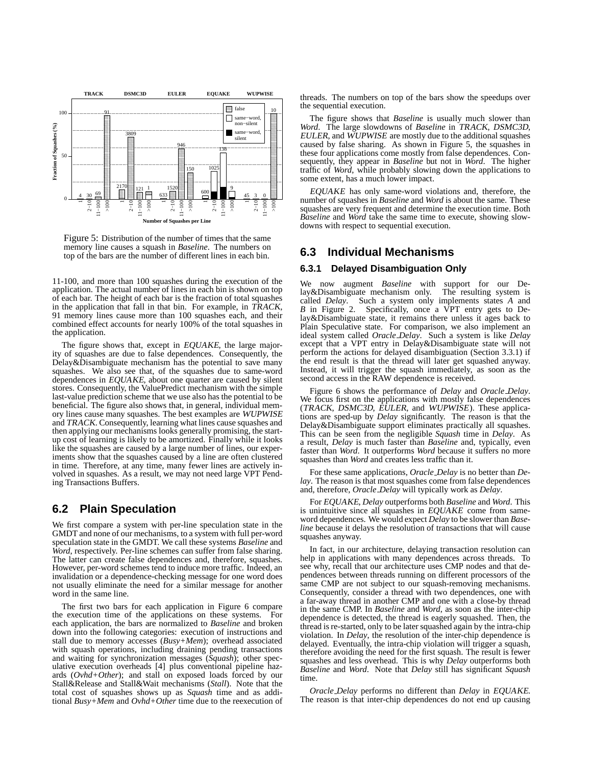Figure 5: Distribution of the number of times that the same memory line causes a squash in *Baseline*. The numbers on top of the bars are the number of different lines in each bin.

11-100, and more than 100 squashes during the execution of the application. The actual number of lines in each bin is shown on top of each bar. The height of each bar is the fraction of total squashes in the application that fall in that bin. For example, in *TRACK*, 91 memory lines cause more than 100 squashes each, and their combined effect accounts for nearly 100% of the total squashes in the application.

The figure shows that, except in *EQUAKE*, the large majority of squashes are due to false dependences. Consequently, the Delay&Disambiguate mechanism has the potential to save many squashes. We also see that, of the squashes due to same-word dependences in *EQUAKE*, about one quarter are caused by silent stores. Consequently, the ValuePredict mechanism with the simple last-value prediction scheme that we use also has the potential to be beneficial. The figure also shows that, in general, individual memory lines cause many squashes. The best examples are *WUPWISE* and *TRACK*. Consequently, learning what lines cause squashes and then applying our mechanisms looks generally promising, the start-up cost of learning is likely to be amortized. Finally while it looks like the squashes are caused by a large number of lines, our experiments show that the squashes caused by a line are often clustered in time. Therefore, at any time, many fewer lines are actively involved in squashes. As a result, we may not need large VPT Pending Transactions Buffers.

## 6.2 Plain Speculation

We first compare a system with per-line speculation state in the GMDT and none of our mechanisms, to a system with full per-word speculation state in the GMDT. We call these systems *Baseline* and *Word*, respectively. Per-line schemes can suffer from false sharing. The latter can create false dependences and, therefore, squashes. However, per-word schemes tend to induce more traffic. Indeed, an invalidation or a dependence-checking message for one word does not usually eliminate the need for a similar message for another word in the same line.

The first two bars for each application in Figure 6 compare the execution time of the applications on these systems. For each application, the bars are normalized to *Baseline* and broken down into the following categories: execution of instructions and stall due to memory accesses (*Busy+Mem*); overhead associated with squash operations, including draining pending transactions and waiting for synchronization messages (*Squash*); other speculative execution overheads [4] plus conventional pipeline hazards (*Ovhd+Other*); and stall on exposed loads forced by our Stall&Release and Stall&Wait mechanisms (*Stall*). Note that the total cost of squashes shows up as *Squash* time and as additional *Busy+Mem* and *Ovhd+Other* time due to the reexecution of threads. The numbers on top of the bars show the speedups over the sequential execution.

The figure shows that *Baseline* is usually much slower than *Word*. The large slowdowns of *Baseline* in *TRACK*, *DSMC3D*, *EULER*, and *WUPWISE* are mostly due to the additional squashes caused by false sharing. As shown in Figure 5, the squashes in these four applications come mostly from false dependences. Consequently, they appear in *Baseline* but not in *Word*. The higher traffic of *Word*, while probably slowing down the applications to some extent, has a much lower impact.

*EQUAKE* has only same-word violations and, therefore, the number of squashes in *Baseline* and *Word* is about the same. These squashes are very frequent and determine the execution time. Both *Baseline* and *Word* take the same time to execute, showing slowdowns with respect to sequential execution.

## 6.3 Individual Mechanisms

### 6.3.1 Delayed Disambiguation Only

We now augment *Baseline* with support for our Delay&Disambiguate mechanism only. The resulting system is called *Delay*. Such a system only implements states *A* and *B* in Figure 2. Specifically, once a VPT entry gets to Delay&Disambiguate state, it remains there unless it ages back to Plain Speculative state. For comparison, we also implement an ideal system called *Oracle_Delay*. Such a system is like *Delay* except that a VPT entry in Delay&Disambiguate state will not perform the actions for delayed disambiguation (Section 3.3.1) if the end result is that the thread will later get squashed anyway. Instead, it will trigger the squash immediately, as soon as the second access in the RAW dependence is received.

Figure 6 shows the performance of *Delay* and *Oracle_Delay*. We focus first on the applications with mostly false dependences (*TRACK*, *DSMC3D*, *EULER*, and *WUPWISE*). These applications are sped-up by *Delay* significantly. The reason is that the Delay&Disambiguate support eliminates practically all squashes. This can be seen from the negligible *Squash* time in *Delay*. As a result, *Delay* is much faster than *Baseline* and, typically, even faster than *Word*. It outperforms *Word* because it suffers no more squashes than *Word* and creates less traffic than it.

For these same applications, *Oracle_Delay* is no better than *Delay*. The reason is that most squashes come from false dependences and, therefore, *Oracle_Delay* will typically work as *Delay*.

For *EQUAKE*, *Delay* outperforms both *Baseline* and *Word*. This is unintuitive since all squashes in *EQUAKE* come from same-word dependences. We would expect *Delay* to be slower than *Baseline* because it delays the resolution of transactions that will cause squashes anyway.

In fact, in our architecture, delaying transaction resolution can help in applications with many dependences across threads. To see why, recall that our architecture uses CMP nodes and that dependences between threads running on different processors of the same CMP are not subject to our squash-removing mechanisms. Consequently, consider a thread with two dependences, one with a far-away thread in another CMP and one with a close-by thread in the same CMP. In *Baseline* and *Word*, as soon as the inter-chip dependence is detected, the thread is eagerly squashed. Then, the thread is re-started, only to be later squashed again by the intra-chip violation. In *Delay*, the resolution of the inter-chip dependence is delayed. Eventually, the intra-chip violation will trigger a squash, therefore avoiding the need for the first squash. The result is fewer squashes and less overhead. This is why *Delay* outperforms both *Baseline* and *Word*. Note that *Delay* still has significant *Squash* time.

*Oracle_Delay* performs no different than *Delay* in *EQUAKE*. The reason is that inter-chip dependences do not end up causing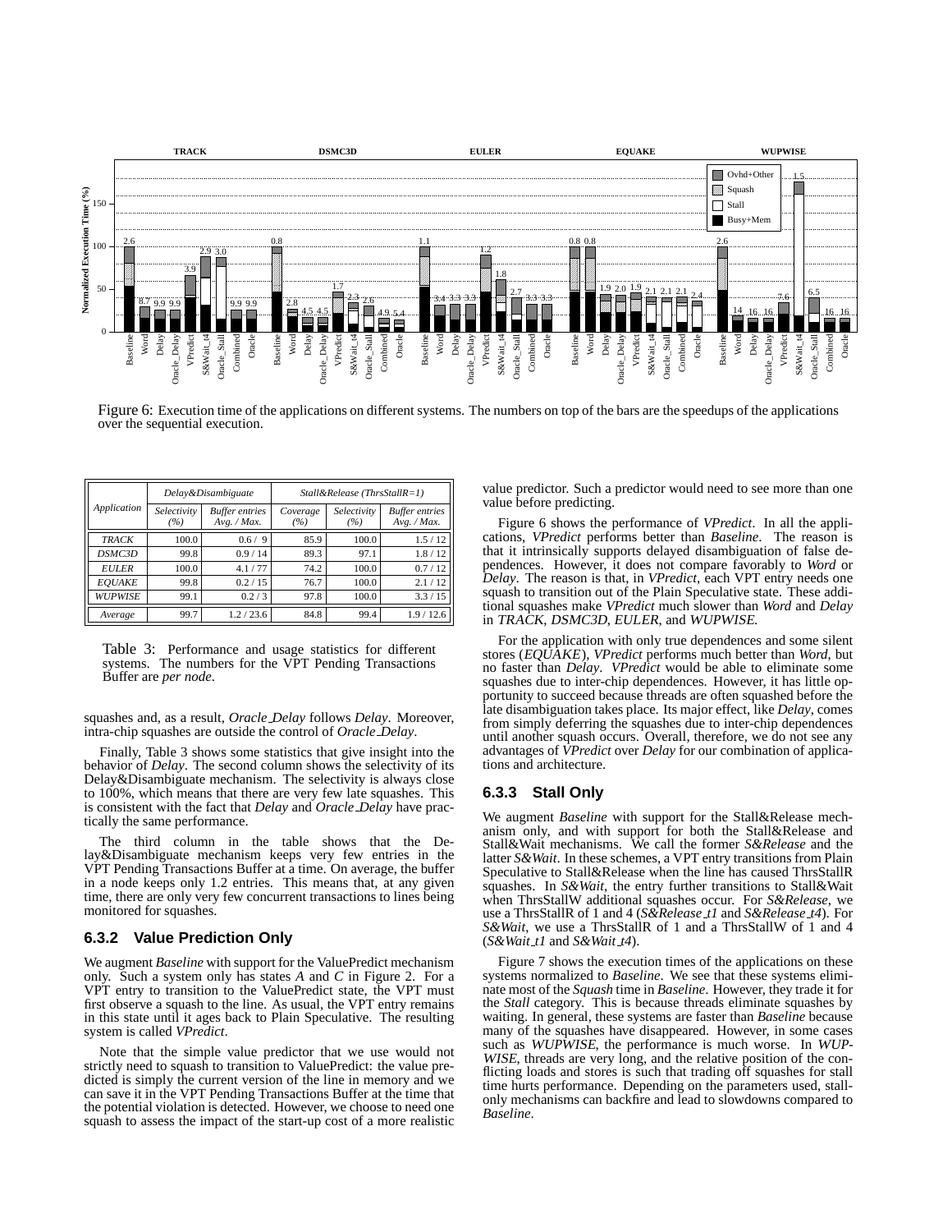Figure 6: Execution time of the applications on different systems. The numbers on top of the bars are the speedups of the applications over the sequential execution.

| Application | Delay&Disambiguate | | Stall&Release (ThrsStallR=1) | | |
|---|---|---|---|---|---|
| | Selectivity (%) | Buffer entries Avg. / Max. | Coverage (%) | Selectivity (%) | Buffer entries Avg. / Max. |
| *TRACK* | 100.0 | 0.6 / 9 | 85.9 | 100.0 | 1.5 / 12 |
| *DSMC3D* | 99.8 | 0.9 / 14 | 89.3 | 97.1 | 1.8 / 12 |
| *EULER* | 100.0 | 4.1 / 77 | 74.2 | 100.0 | 0.7 / 12 |
| *EQUAKE* | 99.8 | 0.2 / 15 | 76.7 | 100.0 | 2.1 / 12 |
| *WUPWISE* | 99.1 | 0.2 / 3 | 97.8 | 100.0 | 3.3 / 15 |
| *Average* | 99.7 | 1.2 / 23.6 | 84.8 | 99.4 | 1.9 / 12.6 |

Table 3: Performance and usage statistics for different systems. The numbers for the VPT Pending Transactions Buffer are *per node*.

squashes and, as a result, *Oracle_Delay* follows *Delay*. Moreover, intra-chip squashes are outside the control of *Oracle_Delay*.

Finally, Table 3 shows some statistics that give insight into the behavior of *Delay*. The second column shows the selectivity of its Delay&Disambiguate mechanism. The selectivity is always close to 100%, which means that there are very few late squashes. This is consistent with the fact that *Delay* and *Oracle_Delay* have practically the same performance.

The third column in the table shows that the Delay&Disambiguate mechanism keeps very few entries in the VPT Pending Transactions Buffer at a time. On average, the buffer in a node keeps only 1.2 entries. This means that, at any given time, there are only very few concurrent transactions to lines being monitored for squashes.

### 6.3.2 Value Prediction Only

We augment *Baseline* with support for the ValuePredict mechanism only. Such a system only has states *A* and *C* in Figure 2. For a VPT entry to transition to the ValuePredict state, the VPT must first observe a squash to the line. As usual, the VPT entry remains in this state until it ages back to Plain Speculative. The resulting system is called *VPredict*.

Note that the simple value predictor that we use would not strictly need to squash to transition to ValuePredict: the value predicted is simply the current version of the line in memory and we can save it in the VPT Pending Transactions Buffer at the time that the potential violation is detected. However, we choose to need one squash to assess the impact of the start-up cost of a more realistic value predictor. Such a predictor would need to see more than one value before predicting.

Figure 6 shows the performance of *VPredict*. In all the applications, *VPredict* performs better than *Baseline*. The reason is that it intrinsically supports delayed disambiguation of false dependences. However, it does not compare favorably to *Word* or *Delay*. The reason is that, in *VPredict*, each VPT entry needs one squash to transition out of the Plain Speculative state. These additional squashes make *VPredict* much slower than *Word* and *Delay* in *TRACK*, *DSMC3D*, *EULER*, and *WUPWISE*.

For the application with only true dependences and some silent stores (*EQUAKE*), *VPredict* performs much better than *Word*, but no faster than *Delay*. *VPredict* would be able to eliminate some squashes due to inter-chip dependences. However, it has little opportunity to succeed because threads are often squashed before the late disambiguation takes place. Its major effect, like *Delay*, comes from simply deferring the squashes due to inter-chip dependences until another squash occurs. Overall, therefore, we do not see any advantages of *VPredict* over *Delay* for our combination of applications and architecture.

### 6.3.3 Stall Only

We augment *Baseline* with support for the Stall&Release mechanism only, and with support for both the Stall&Release and Stall&Wait mechanisms. We call the former *S&Release* and the latter *S&Wait*. In these schemes, a VPT entry transitions from Plain Speculative to Stall&Release when the line has caused ThrsStallR squashes. In *S&Wait*, the entry further transitions to Stall&Wait when ThrsStallW additional squashes occur. For *S&Release*, we use a ThrsStallR of 1 and 4 (*S&Release_t1* and *S&Release_t4*). For *S&Wait*, we use a ThrsStallR of 1 and a ThrsStallW of 1 and 4 (*S&Wait_t1* and *S&Wait_t4*).

Figure 7 shows the execution times of the applications on these systems normalized to *Baseline*. We see that these systems eliminate most of the *Squash* time in *Baseline*. However, they trade it for the *Stall* category. This is because threads eliminate squashes by waiting. In general, these systems are faster than *Baseline* because many of the squashes have disappeared. However, in some cases such as *WUPWISE*, the performance is much worse. In *WUPWISE*, threads are very long, and the relative position of the conflicting loads and stores is such that trading off squashes for stall time hurts performance. Depending on the parameters used, stall-only mechanisms can backfire and lead to slowdowns compared to *Baseline*.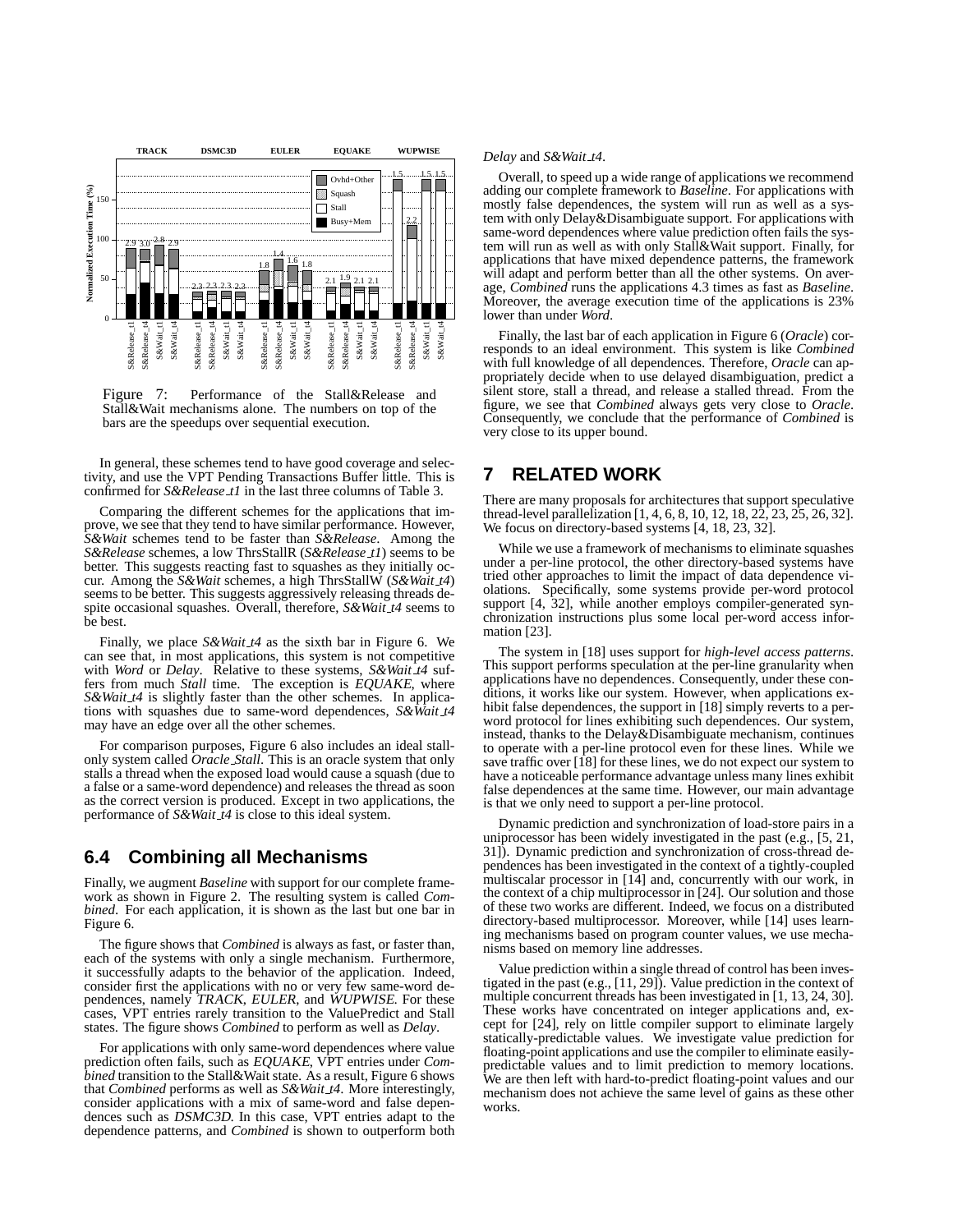Figure 7: Performance of the Stall&Release and Stall&Wait mechanisms alone. The numbers on top of the bars are the speedups over sequential execution.

In general, these schemes tend to have good coverage and selectivity, and use the VPT Pending Transactions Buffer little. This is confirmed for *S&Release_t1* in the last three columns of Table 3.

Comparing the different schemes for the applications that improve, we see that they tend to have similar performance. However, *S&Wait* schemes tend to be faster than *S&Release*. Among the *S&Release* schemes, a low ThrsStallR (*S&Release_t1*) seems to be better. This suggests reacting fast to squashes as they initially occur. Among the *S&Wait* schemes, a high ThrsStallW (*S&Wait_t4*) seems to be better. This suggests aggressively releasing threads despite occasional squashes. Overall, therefore, *S&Wait_t4* seems to be best.

Finally, we place *S&Wait_t4* as the sixth bar in Figure 6. We can see that, in most applications, this system is not competitive with *Word* or *Delay*. Relative to these systems, *S&Wait_t4* suffers from much *Stall* time. The exception is *EQUAKE*, where *S&Wait_t4* is slightly faster than the other schemes. In applications with squashes due to same-word dependences, *S&Wait_t4* may have an edge over all the other schemes.

For comparison purposes, Figure 6 also includes an ideal stall-only system called *Oracle_Stall*. This is an oracle system that only stalls a thread when the exposed load would cause a squash (due to a false or a same-word dependence) and releases the thread as soon as the correct version is produced. Except in two applications, the performance of *S&Wait_t4* is close to this ideal system.

## 6.4 Combining all Mechanisms

Finally, we augment *Baseline* with support for our complete framework as shown in Figure 2. The resulting system is called *Combined*. For each application, it is shown as the last but one bar in Figure 6.

The figure shows that *Combined* is always as fast, or faster than, each of the systems with only a single mechanism. Furthermore, it successfully adapts to the behavior of the application. Indeed, consider first the applications with no or very few same-word dependences, namely *TRACK*, *EULER*, and *WUPWISE*. For these cases, VPT entries rarely transition to the ValuePredict and Stall states. The figure shows *Combined* to perform as well as *Delay*.

For applications with only same-word dependences where value prediction often fails, such as *EQUAKE*, VPT entries under *Combined* transition to the Stall&Wait state. As a result, Figure 6 shows that *Combined* performs as well as *S&Wait_t4*. More interestingly, consider applications with a mix of same-word and false dependences such as *DSMC3D*. In this case, VPT entries adapt to the dependence patterns, and *Combined* is shown to outperform both *Delay* and *S&Wait_t4*.

Overall, to speed up a wide range of applications we recommend adding our complete framework to *Baseline*. For applications with mostly false dependences, the system will run as well as a system with only Delay&Disambiguate support. For applications with same-word dependences where value prediction often fails the system will run as well as with only Stall&Wait support. Finally, for applications that have mixed dependence patterns, the framework will adapt and perform better than all the other systems. On average, *Combined* runs the applications 4.3 times as fast as *Baseline*. Moreover, the average execution time of the applications is 23% lower than under *Word*.

Finally, the last bar of each application in Figure 6 (*Oracle*) corresponds to an ideal environment. This system is like *Combined* with full knowledge of all dependences. Therefore, *Oracle* can appropriately decide when to use delayed disambiguation, predict a silent store, stall a thread, and release a stalled thread. From the figure, we see that *Combined* always gets very close to *Oracle*. Consequently, we conclude that the performance of *Combined* is very close to its upper bound.

# 7 RELATED WORK

There are many proposals for architectures that support speculative thread-level parallelization [1, 4, 6, 8, 10, 12, 18, 22, 23, 25, 26, 32]. We focus on directory-based systems [4, 18, 23, 32].

While we use a framework of mechanisms to eliminate squashes under a per-line protocol, the other directory-based systems have tried other approaches to limit the impact of data dependence violations. Specifically, some systems provide per-word protocol support [4, 32], while another employs compiler-generated synchronization instructions plus some local per-word access information [23].

The system in [18] uses support for *high-level access patterns*. This support performs speculation at the per-line granularity when applications have no dependences. Consequently, under these conditions, it works like our system. However, when applications exhibit false dependences, the support in [18] simply reverts to a per-word protocol for lines exhibiting such dependences. Our system, instead, thanks to the Delay&Disambiguate mechanism, continues to operate with a per-line protocol even for these lines. While we save traffic over [18] for these lines, we do not expect our system to have a noticeable performance advantage unless many lines exhibit false dependences at the same time. However, our main advantage is that we only need to support a per-line protocol.

Dynamic prediction and synchronization of load-store pairs in a uniprocessor has been widely investigated in the past (e.g., [5, 21, 31]). Dynamic prediction and synchronization of cross-thread dependences has been investigated in the context of a tightly-coupled multiscalar processor in [14] and, concurrently with our work, in the context of a chip multiprocessor in [24]. Our solution and those of these two works are different. Indeed, we focus on a distributed directory-based multiprocessor. Moreover, while [14] uses learning mechanisms based on program counter values, we use mechanisms based on memory line addresses.

Value prediction within a single thread of control has been investigated in the past (e.g., [11, 29]). Value prediction in the context of multiple concurrent threads has been investigated in [1, 13, 24, 30]. These works have concentrated on integer applications and, except for [24], rely on little compiler support to eliminate largely statically-predictable values. We investigate value prediction for floating-point applications and use the compiler to eliminate easily-predictable values and to limit prediction to memory locations. We are then left with hard-to-predict floating-point values and our mechanism does not achieve the same level of gains as these other works.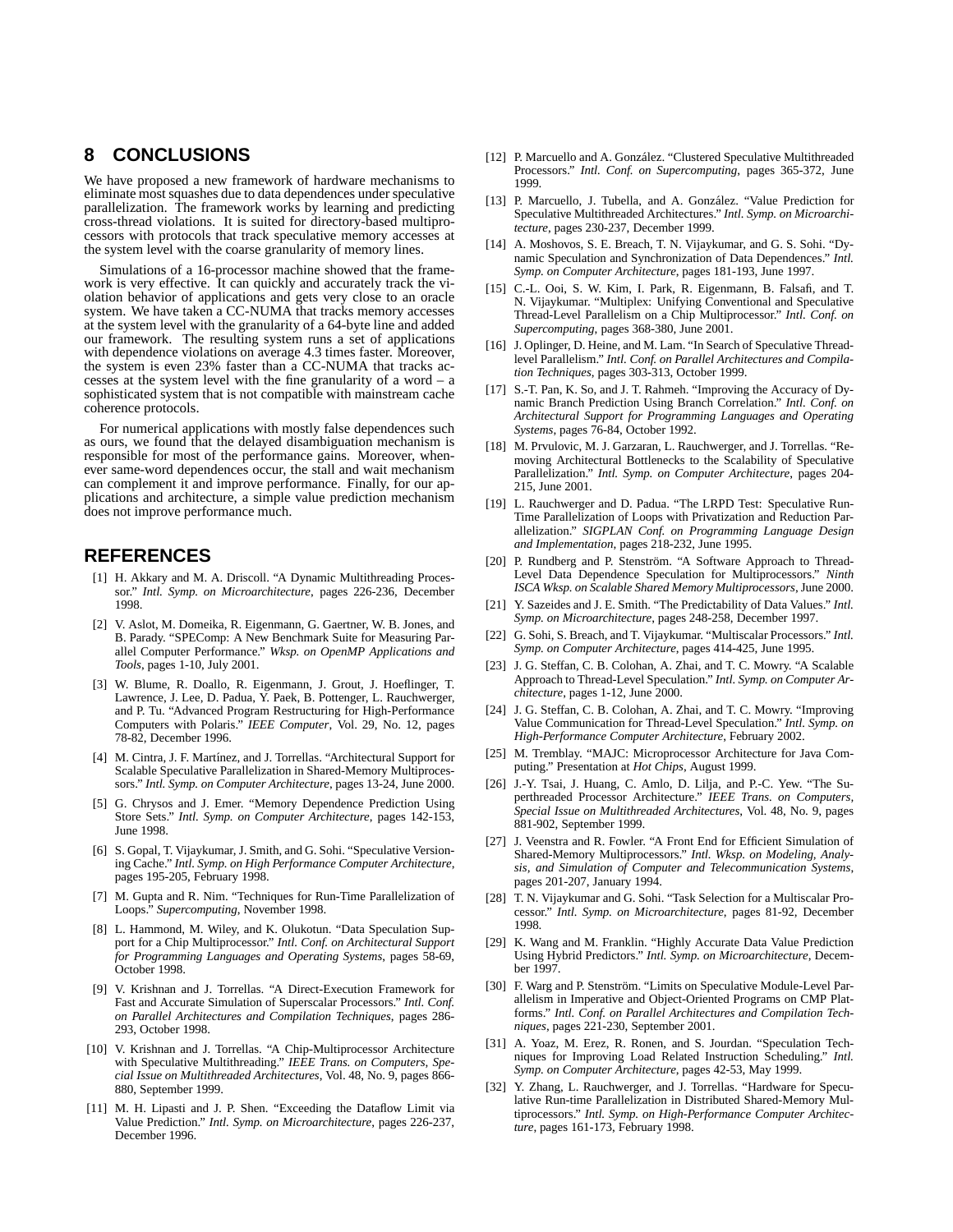## 8 CONCLUSIONS

We have proposed a new framework of hardware mechanisms to eliminate most squashes due to data dependences under speculative parallelization. The framework works by learning and predicting cross-thread violations. It is suited for directory-based multiprocessors with protocols that track speculative memory accesses at the system level with the coarse granularity of memory lines.

Simulations of a 16-processor machine showed that the framework is very effective. It can quickly and accurately track the violation behavior of applications and gets very close to an oracle system. We have taken a CC-NUMA that tracks memory accesses at the system level with the granularity of a 64-byte line and added our framework. The resulting system runs a set of applications with dependence violations on average 4.3 times faster. Moreover, the system is even 23% faster than a CC-NUMA that tracks accesses at the system level with the fine granularity of a word – a sophisticated system that is not compatible with mainstream cache coherence protocols.

For numerical applications with mostly false dependences such as ours, we found that the delayed disambiguation mechanism is responsible for most of the performance gains. Moreover, whenever same-word dependences occur, the stall and wait mechanism can complement it and improve performance. Finally, for our applications and architecture, a simple value prediction mechanism does not improve performance much.

## REFERENCES

[1] H. Akkary and M. A. Driscoll. "A Dynamic Multithreading Processor." *Intl. Symp. on Microarchitecture*, pages 226-236, December 1998.

[2] V. Aslot, M. Domeika, R. Eigenmann, G. Gaertner, W. B. Jones, and B. Parady. "SPEComp: A New Benchmark Suite for Measuring Parallel Computer Performance." *Wksp. on OpenMP Applications and Tools*, pages 1-10, July 2001.

[3] W. Blume, R. Doallo, R. Eigenmann, J. Grout, J. Hoeflinger, T. Lawrence, J. Lee, D. Padua, Y. Paek, B. Pottenger, L. Rauchwerger, and P. Tu. "Advanced Program Restructuring for High-Performance Computers with Polaris." *IEEE Computer*, Vol. 29, No. 12, pages 78-82, December 1996.

[4] M. Cintra, J. F. Martínez, and J. Torrellas. "Architectural Support for Scalable Speculative Parallelization in Shared-Memory Multiprocessors." *Intl. Symp. on Computer Architecture*, pages 13-24, June 2000.

[5] G. Chrysos and J. Emer. "Memory Dependence Prediction Using Store Sets." *Intl. Symp. on Computer Architecture*, pages 142-153, June 1998.

[6] S. Gopal, T. Vijaykumar, J. Smith, and G. Sohi. "Speculative Versioning Cache." *Intl. Symp. on High Performance Computer Architecture*, pages 195-205, February 1998.

[7] M. Gupta and R. Nim. "Techniques for Run-Time Parallelization of Loops." *Supercomputing*, November 1998.

[8] L. Hammond, M. Wiley, and K. Olukotun. "Data Speculation Support for a Chip Multiprocessor." *Intl. Conf. on Architectural Support for Programming Languages and Operating Systems*, pages 58-69, October 1998.

[9] V. Krishnan and J. Torrellas. "A Direct-Execution Framework for Fast and Accurate Simulation of Superscalar Processors." *Intl. Conf. on Parallel Architectures and Compilation Techniques*, pages 286-293, October 1998.

[10] V. Krishnan and J. Torrellas. "A Chip-Multiprocessor Architecture with Speculative Multithreading." *IEEE Trans. on Computers, Special Issue on Multithreaded Architectures*, Vol. 48, No. 9, pages 866-880, September 1999.

[11] M. H. Lipasti and J. P. Shen. "Exceeding the Dataflow Limit via Value Prediction." *Intl. Symp. on Microarchitecture*, pages 226-237, December 1996.

[12] P. Marcuello and A. González. "Clustered Speculative Multithreaded Processors." *Intl. Conf. on Supercomputing*, pages 365-372, June 1999.

[13] P. Marcuello, J. Tubella, and A. González. "Value Prediction for Speculative Multithreaded Architectures." *Intl. Symp. on Microarchitecture*, pages 230-237, December 1999.

[14] A. Moshovos, S. E. Breach, T. N. Vijaykumar, and G. S. Sohi. "Dynamic Speculation and Synchronization of Data Dependences." *Intl. Symp. on Computer Architecture*, pages 181-193, June 1997.

[15] C.-L. Ooi, S. W. Kim, I. Park, R. Eigenmann, B. Falsafi, and T. N. Vijaykumar. "Multiplex: Unifying Conventional and Speculative Thread-Level Parallelism on a Chip Multiprocessor." *Intl. Conf. on Supercomputing*, pages 368-380, June 2001.

[16] J. Oplinger, D. Heine, and M. Lam. "In Search of Speculative Thread-level Parallelism." *Intl. Conf. on Parallel Architectures and Compilation Techniques*, pages 303-313, October 1999.

[17] S.-T. Pan, K. So, and J. T. Rahmeh. "Improving the Accuracy of Dynamic Branch Prediction Using Branch Correlation." *Intl. Conf. on Architectural Support for Programming Languages and Operating Systems*, pages 76-84, October 1992.

[18] M. Prvulovic, M. J. Garzaran, L. Rauchwerger, and J. Torrellas. "Removing Architectural Bottlenecks to the Scalability of Speculative Parallelization." *Intl. Symp. on Computer Architecture*, pages 204-215, June 2001.

[19] L. Rauchwerger and D. Padua. "The LRPD Test: Speculative Run-Time Parallelization of Loops with Privatization and Reduction Parallelization." *SIGPLAN Conf. on Programming Language Design and Implementation*, pages 218-232, June 1995.

[20] P. Rundberg and P. Stenström. "A Software Approach to Thread-Level Data Dependence Speculation for Multiprocessors." *Ninth ISCA Wksp. on Scalable Shared Memory Multiprocessors*, June 2000.

[21] Y. Sazeides and J. E. Smith. "The Predictability of Data Values." *Intl. Symp. on Microarchitecture*, pages 248-258, December 1997.

[22] G. Sohi, S. Breach, and T. Vijaykumar. "Multiscalar Processors." *Intl. Symp. on Computer Architecture*, pages 414-425, June 1995.

[23] J. G. Steffan, C. B. Colohan, A. Zhai, and T. C. Mowry. "A Scalable Approach to Thread-Level Speculation." *Intl. Symp. on Computer Architecture*, pages 1-12, June 2000.

[24] J. G. Steffan, C. B. Colohan, A. Zhai, and T. C. Mowry. "Improving Value Communication for Thread-Level Speculation." *Intl. Symp. on High-Performance Computer Architecture*, February 2002.

[25] M. Tremblay. "MAJC: Microprocessor Architecture for Java Computing." Presentation at *Hot Chips*, August 1999.

[26] J.-Y. Tsai, J. Huang, C. Amlo, D. Lilja, and P.-C. Yew. "The Superthreaded Processor Architecture." *IEEE Trans. on Computers, Special Issue on Multithreaded Architectures*, Vol. 48, No. 9, pages 881-902, September 1999.

[27] J. Veenstra and R. Fowler. "A Front End for Efficient Simulation of Shared-Memory Multiprocessors." *Intl. Wksp. on Modeling, Analysis, and Simulation of Computer and Telecommunication Systems*, pages 201-207, January 1994.

[28] T. N. Vijaykumar and G. Sohi. "Task Selection for a Multiscalar Processor." *Intl. Symp. on Microarchitecture*, pages 81-92, December 1998.

[29] K. Wang and M. Franklin. "Highly Accurate Data Value Prediction Using Hybrid Predictors." *Intl. Symp. on Microarchitecture*, December 1997.

[30] F. Warg and P. Stenström. "Limits on Speculative Module-Level Parallelism in Imperative and Object-Oriented Programs on CMP Platforms." *Intl. Conf. on Parallel Architectures and Compilation Techniques*, pages 221-230, September 2001.

[31] A. Yoaz, M. Erez, R. Ronen, and S. Jourdan. "Speculation Techniques for Improving Load Related Instruction Scheduling." *Intl. Symp. on Computer Architecture*, pages 42-53, May 1999.

[32] Y. Zhang, L. Rauchwerger, and J. Torrellas. "Hardware for Speculative Run-time Parallelization in Distributed Shared-Memory Multiprocessors." *Intl. Symp. on High-Performance Computer Architecture*, pages 161-173, February 1998.